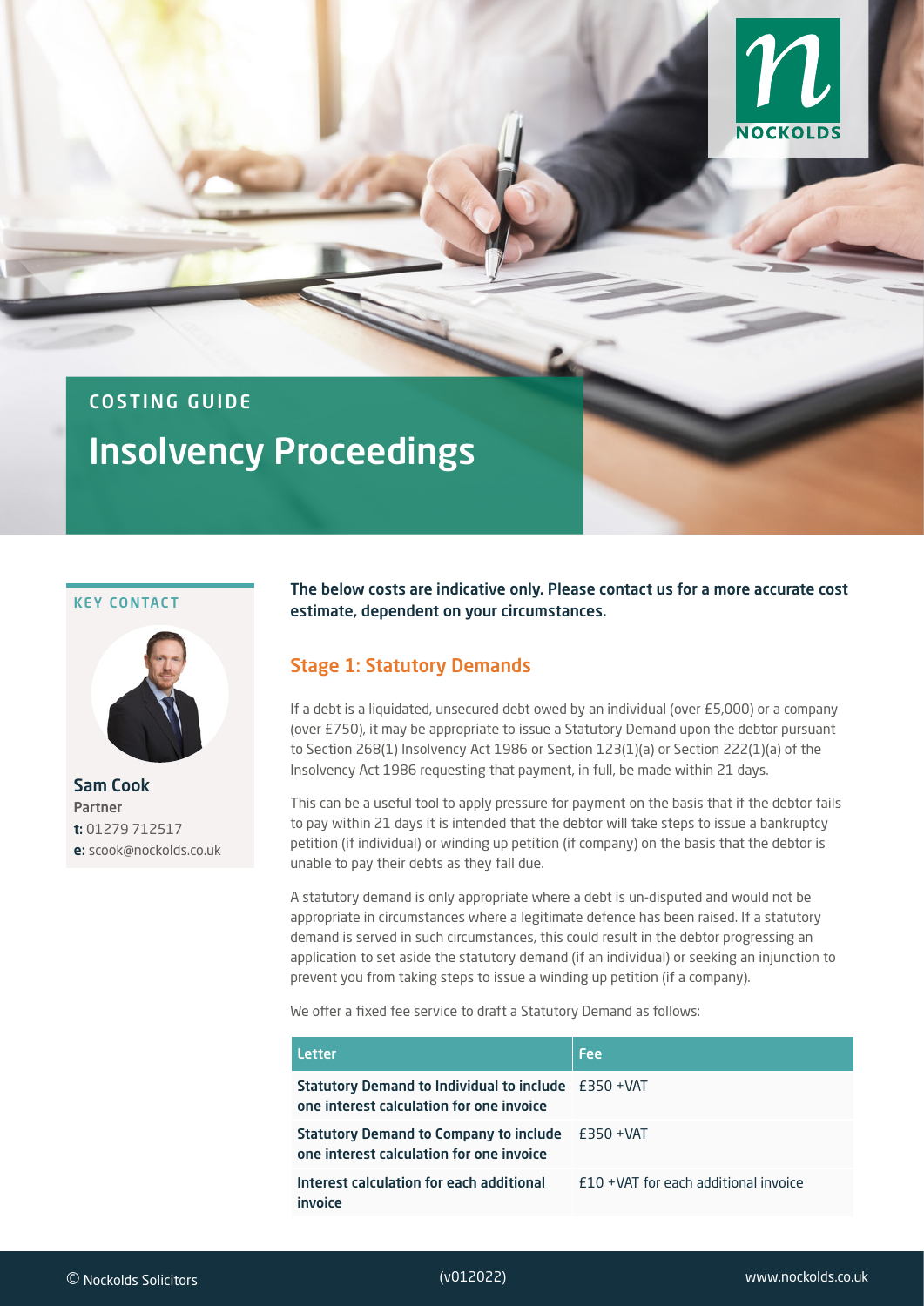COSTING GUIDE

# Insolvency Proceedings

KEY CONTACT

**Sam Cook**
Partner
**t:** 01279 712517
**e:** scook@nockolds.co.uk

**The below costs are indicative only. Please contact us for a more accurate cost estimate, dependent on your circumstances.**

## Stage 1: Statutory Demands

If a debt is a liquidated, unsecured debt owed by an individual (over £5,000) or a company (over £750), it may be appropriate to issue a Statutory Demand upon the debtor pursuant to Section 268(1) Insolvency Act 1986 or Section 123(1)(a) or Section 222(1)(a) of the Insolvency Act 1986 requesting that payment, in full, be made within 21 days.

This can be a useful tool to apply pressure for payment on the basis that if the debtor fails to pay within 21 days it is intended that the debtor will take steps to issue a bankruptcy petition (if individual) or winding up petition (if company) on the basis that the debtor is unable to pay their debts as they fall due.

A statutory demand is only appropriate where a debt is un-disputed and would not be appropriate in circumstances where a legitimate defence has been raised. If a statutory demand is served in such circumstances, this could result in the debtor progressing an application to set aside the statutory demand (if an individual) or seeking an injunction to prevent you from taking steps to issue a winding up petition (if a company).

We offer a fixed fee service to draft a Statutory Demand as follows:

| Letter | Fee |
| --- | --- |
| **Statutory Demand to Individual to include one interest calculation for one invoice** | £350 +VAT |
| **Statutory Demand to Company to include one interest calculation for one invoice** | £350 +VAT |
| **Interest calculation for each additional invoice** | £10 +VAT for each additional invoice |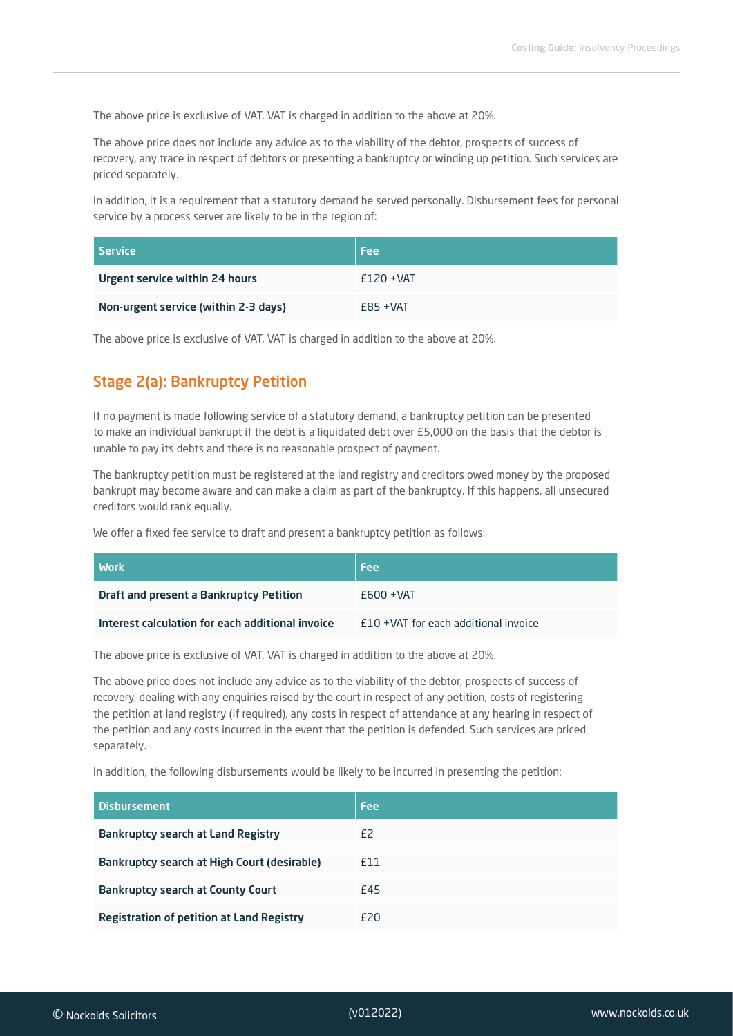The above price is exclusive of VAT. VAT is charged in addition to the above at 20%.

The above price does not include any advice as to the viability of the debtor, prospects of success of recovery, any trace in respect of debtors or presenting a bankruptcy or winding up petition. Such services are priced separately.

In addition, it is a requirement that a statutory demand be served personally. Disbursement fees for personal service by a process server are likely to be in the region of:

| Service | Fee |
|---|---|
| **Urgent service within 24 hours** | £120 +VAT |
| **Non-urgent service (within 2-3 days)** | £85 +VAT |

The above price is exclusive of VAT. VAT is charged in addition to the above at 20%.

## Stage 2(a): Bankruptcy Petition

If no payment is made following service of a statutory demand, a bankruptcy petition can be presented to make an individual bankrupt if the debt is a liquidated debt over £5,000 on the basis that the debtor is unable to pay its debts and there is no reasonable prospect of payment.

The bankruptcy petition must be registered at the land registry and creditors owed money by the proposed bankrupt may become aware and can make a claim as part of the bankruptcy. If this happens, all unsecured creditors would rank equally.

We offer a fixed fee service to draft and present a bankruptcy petition as follows:

| Work | Fee |
|---|---|
| **Draft and present a Bankruptcy Petition** | £600 +VAT |
| **Interest calculation for each additional invoice** | £10 +VAT for each additional invoice |

The above price is exclusive of VAT. VAT is charged in addition to the above at 20%.

The above price does not include any advice as to the viability of the debtor, prospects of success of recovery, dealing with any enquiries raised by the court in respect of any petition, costs of registering the petition at land registry (if required), any costs in respect of attendance at any hearing in respect of the petition and any costs incurred in the event that the petition is defended. Such services are priced separately.

In addition, the following disbursements would be likely to be incurred in presenting the petition:

| Disbursement | Fee |
|---|---|
| **Bankruptcy search at Land Registry** | £2 |
| **Bankruptcy search at High Court (desirable)** | £11 |
| **Bankruptcy search at County Court** | £45 |
| **Registration of petition at Land Registry** | £20 |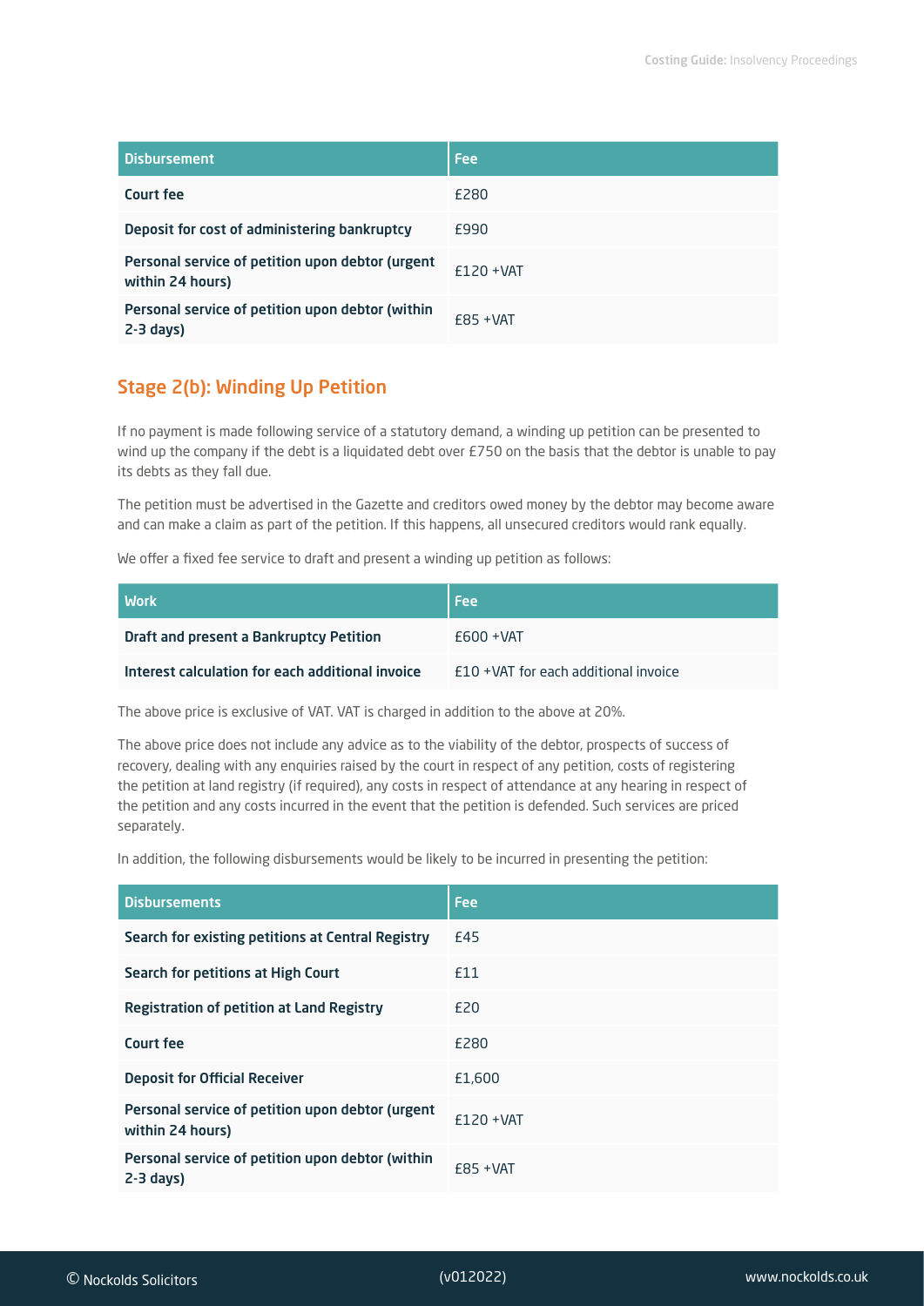| Disbursement | Fee |
| --- | --- |
| **Court fee** | £280 |
| **Deposit for cost of administering bankruptcy** | £990 |
| **Personal service of petition upon debtor (urgent within 24 hours)** | £120 +VAT |
| **Personal service of petition upon debtor (within 2-3 days)** | £85 +VAT |

## Stage 2(b): Winding Up Petition

If no payment is made following service of a statutory demand, a winding up petition can be presented to wind up the company if the debt is a liquidated debt over £750 on the basis that the debtor is unable to pay its debts as they fall due.

The petition must be advertised in the Gazette and creditors owed money by the debtor may become aware and can make a claim as part of the petition. If this happens, all unsecured creditors would rank equally.

We offer a fixed fee service to draft and present a winding up petition as follows:

| Work | Fee |
| --- | --- |
| **Draft and present a Bankruptcy Petition** | £600 +VAT |
| **Interest calculation for each additional invoice** | £10 +VAT for each additional invoice |

The above price is exclusive of VAT. VAT is charged in addition to the above at 20%.

The above price does not include any advice as to the viability of the debtor, prospects of success of recovery, dealing with any enquiries raised by the court in respect of any petition, costs of registering the petition at land registry (if required), any costs in respect of attendance at any hearing in respect of the petition and any costs incurred in the event that the petition is defended. Such services are priced separately.

In addition, the following disbursements would be likely to be incurred in presenting the petition:

| Disbursements | Fee |
| --- | --- |
| **Search for existing petitions at Central Registry** | £45 |
| **Search for petitions at High Court** | £11 |
| **Registration of petition at Land Registry** | £20 |
| **Court fee** | £280 |
| **Deposit for Official Receiver** | £1,600 |
| **Personal service of petition upon debtor (urgent within 24 hours)** | £120 +VAT |
| **Personal service of petition upon debtor (within 2-3 days)** | £85 +VAT |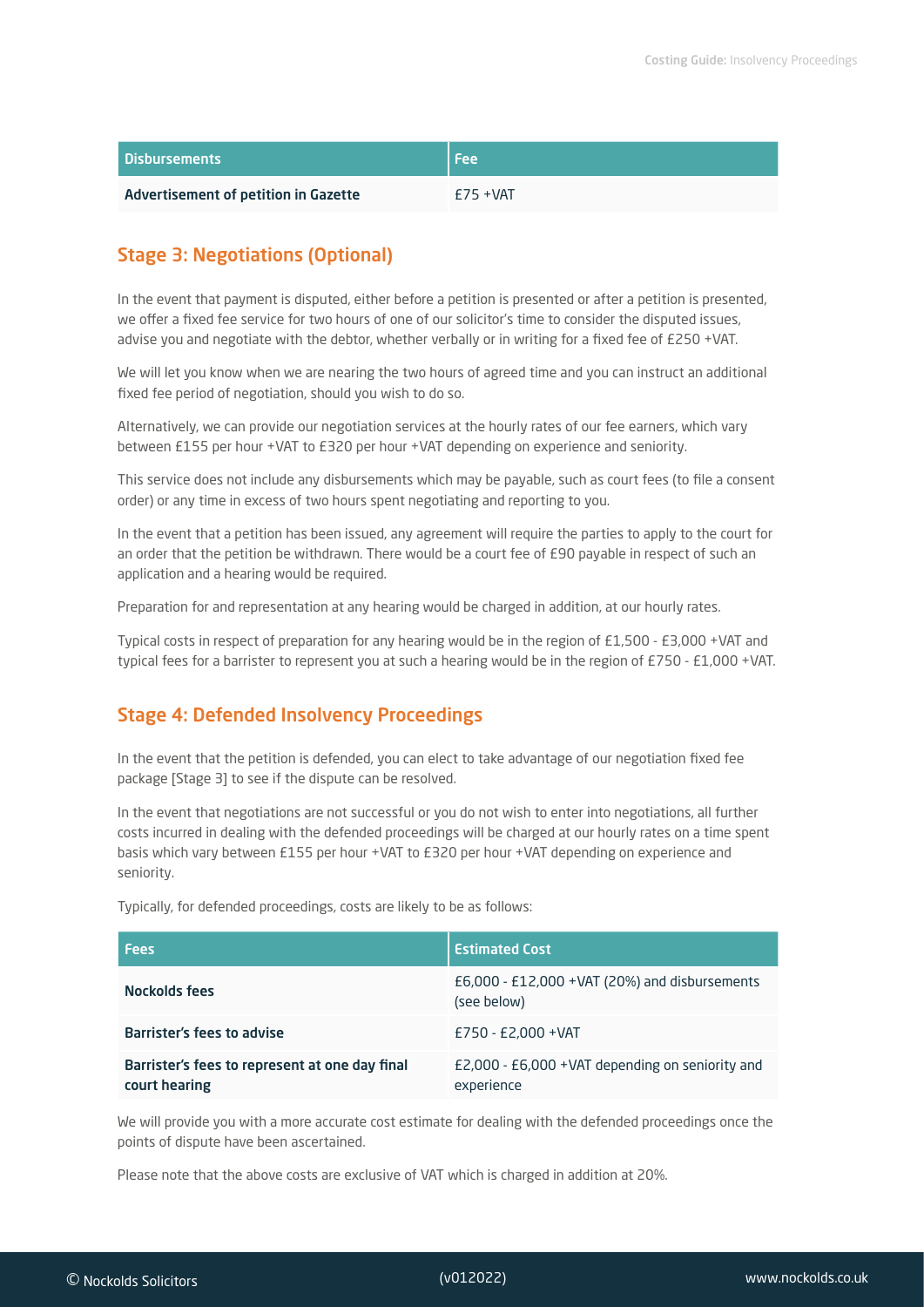| Disbursements | Fee |
| --- | --- |
| **Advertisement of petition in Gazette** | £75 +VAT |

## Stage 3: Negotiations (Optional)

In the event that payment is disputed, either before a petition is presented or after a petition is presented, we offer a fixed fee service for two hours of one of our solicitor's time to consider the disputed issues, advise you and negotiate with the debtor, whether verbally or in writing for a fixed fee of £250 +VAT.

We will let you know when we are nearing the two hours of agreed time and you can instruct an additional fixed fee period of negotiation, should you wish to do so.

Alternatively, we can provide our negotiation services at the hourly rates of our fee earners, which vary between £155 per hour +VAT to £320 per hour +VAT depending on experience and seniority.

This service does not include any disbursements which may be payable, such as court fees (to file a consent order) or any time in excess of two hours spent negotiating and reporting to you.

In the event that a petition has been issued, any agreement will require the parties to apply to the court for an order that the petition be withdrawn. There would be a court fee of £90 payable in respect of such an application and a hearing would be required.

Preparation for and representation at any hearing would be charged in addition, at our hourly rates.

Typical costs in respect of preparation for any hearing would be in the region of £1,500 - £3,000 +VAT and typical fees for a barrister to represent you at such a hearing would be in the region of £750 - £1,000 +VAT.

## Stage 4: Defended Insolvency Proceedings

In the event that the petition is defended, you can elect to take advantage of our negotiation fixed fee package [Stage 3] to see if the dispute can be resolved.

In the event that negotiations are not successful or you do not wish to enter into negotiations, all further costs incurred in dealing with the defended proceedings will be charged at our hourly rates on a time spent basis which vary between £155 per hour +VAT to £320 per hour +VAT depending on experience and seniority.

Typically, for defended proceedings, costs are likely to be as follows:

| Fees | Estimated Cost |
| --- | --- |
| **Nockolds fees** | £6,000 - £12,000 +VAT (20%) and disbursements (see below) |
| **Barrister's fees to advise** | £750 - £2,000 +VAT |
| **Barrister's fees to represent at one day final court hearing** | £2,000 - £6,000 +VAT depending on seniority and experience |

We will provide you with a more accurate cost estimate for dealing with the defended proceedings once the points of dispute have been ascertained.

Please note that the above costs are exclusive of VAT which is charged in addition at 20%.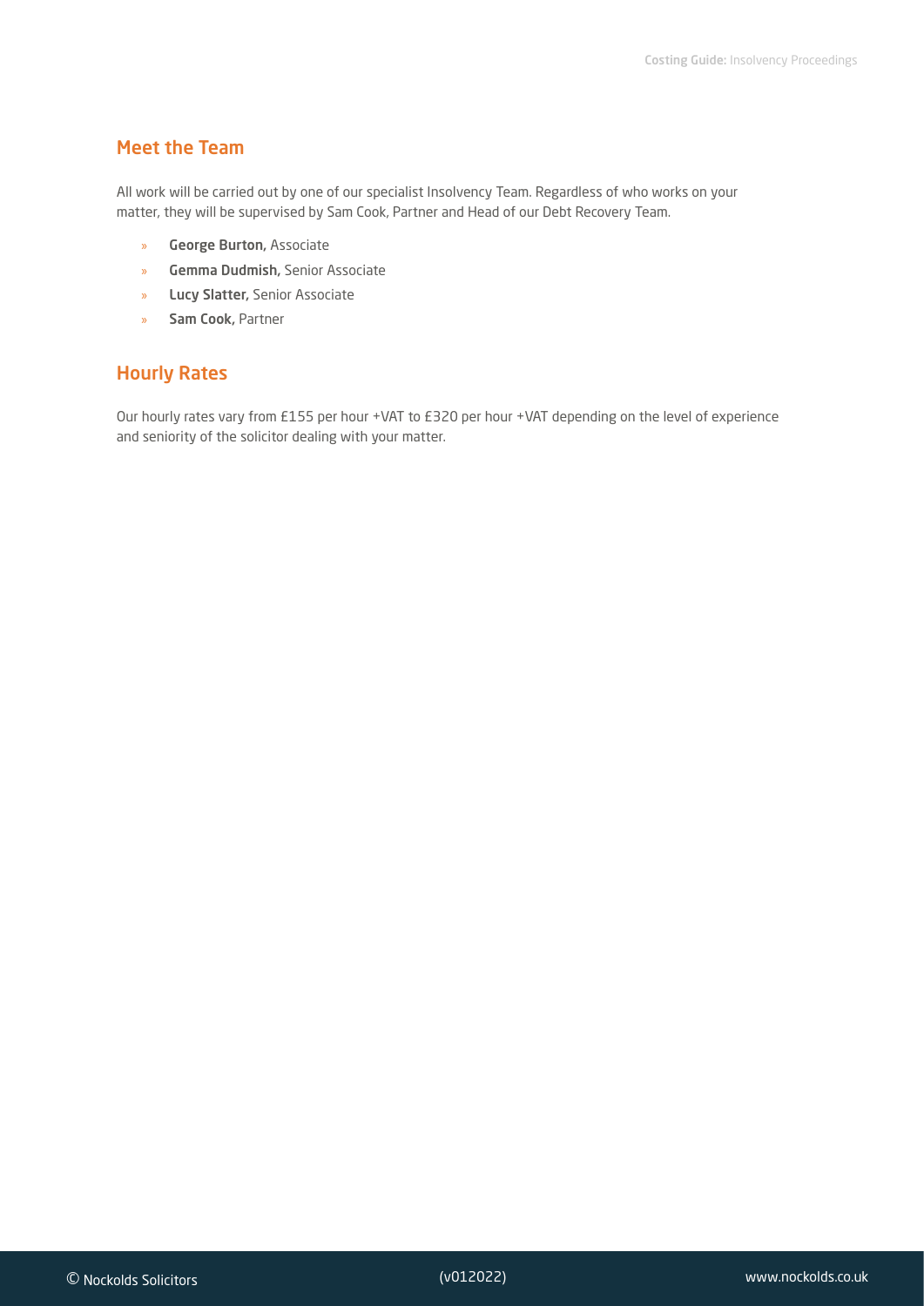## Meet the Team

All work will be carried out by one of our specialist Insolvency Team. Regardless of who works on your matter, they will be supervised by Sam Cook, Partner and Head of our Debt Recovery Team.

- **George Burton,** Associate
- **Gemma Dudmish,** Senior Associate
- **Lucy Slatter,** Senior Associate
- **Sam Cook,** Partner

## Hourly Rates

Our hourly rates vary from £155 per hour +VAT to £320 per hour +VAT depending on the level of experience and seniority of the solicitor dealing with your matter.